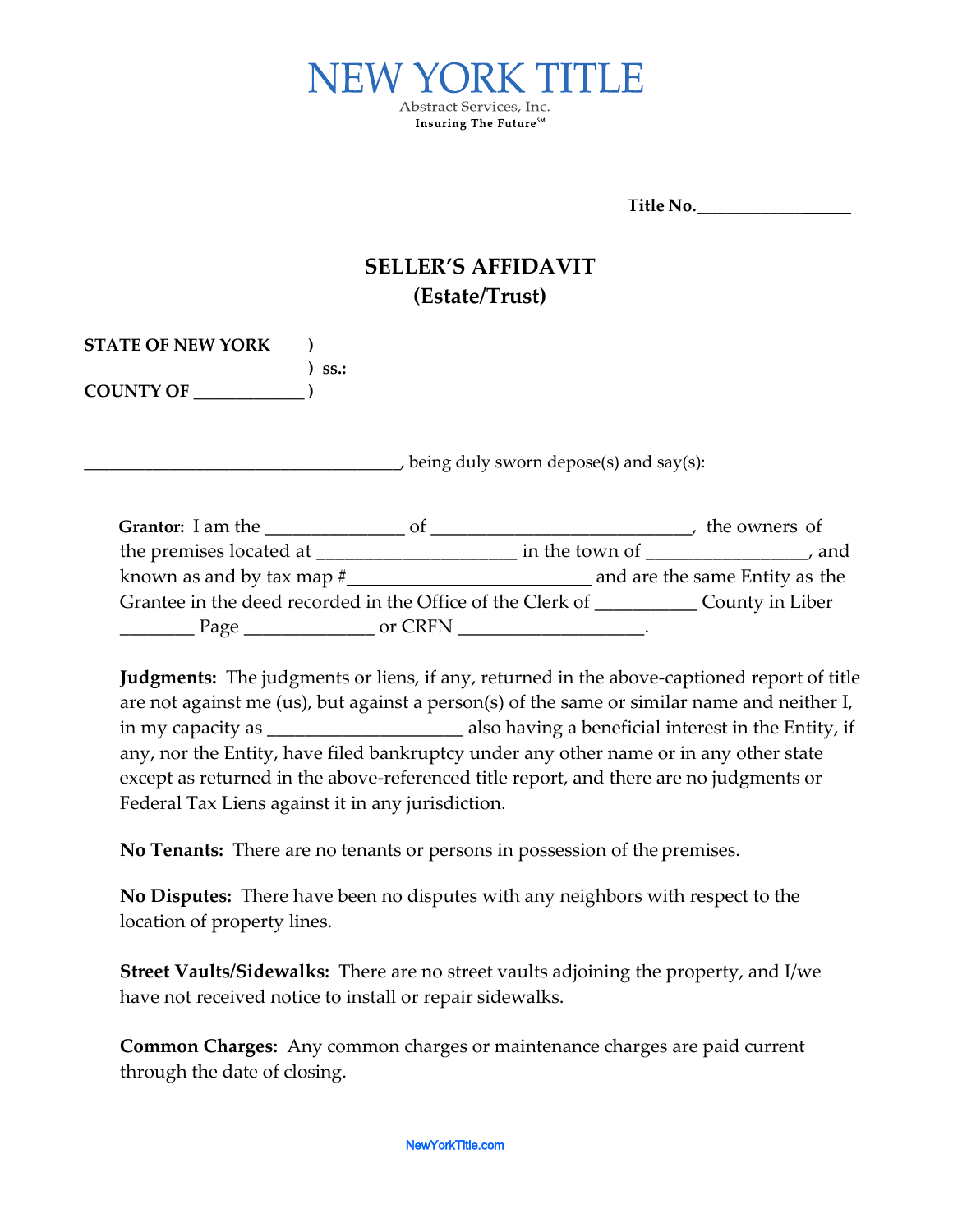# NEW YORK TITLE

Abstract Services, Inc.

**Insuring The Future℠**

**Title No.________________**

## SELLER'S AFFIDAVIT
## (Estate/Trust)

**STATE OF NEW YORK** )
) **ss.:**
**COUNTY OF ____________** )

__________________________________, being duly sworn depose(s) and say(s):

**Grantor:** I am the ______________ of ___________________________, the owners of the premises located at ____________________ in the town of ________________, and known as and by tax map #_________________________ and are the same Entity as the Grantee in the deed recorded in the Office of the Clerk of __________ County in Liber ________ Page _____________ or CRFN ___________________.

**Judgments:** The judgments or liens, if any, returned in the above-captioned report of title are not against me (us), but against a person(s) of the same or similar name and neither I, in my capacity as ____________________ also having a beneficial interest in the Entity, if any, nor the Entity, have filed bankruptcy under any other name or in any other state except as returned in the above-referenced title report, and there are no judgments or Federal Tax Liens against it in any jurisdiction.

**No Tenants:** There are no tenants or persons in possession of the premises.

**No Disputes:** There have been no disputes with any neighbors with respect to the location of property lines.

**Street Vaults/Sidewalks:** There are no street vaults adjoining the property, and I/we have not received notice to install or repair sidewalks.

**Common Charges:** Any common charges or maintenance charges are paid current through the date of closing.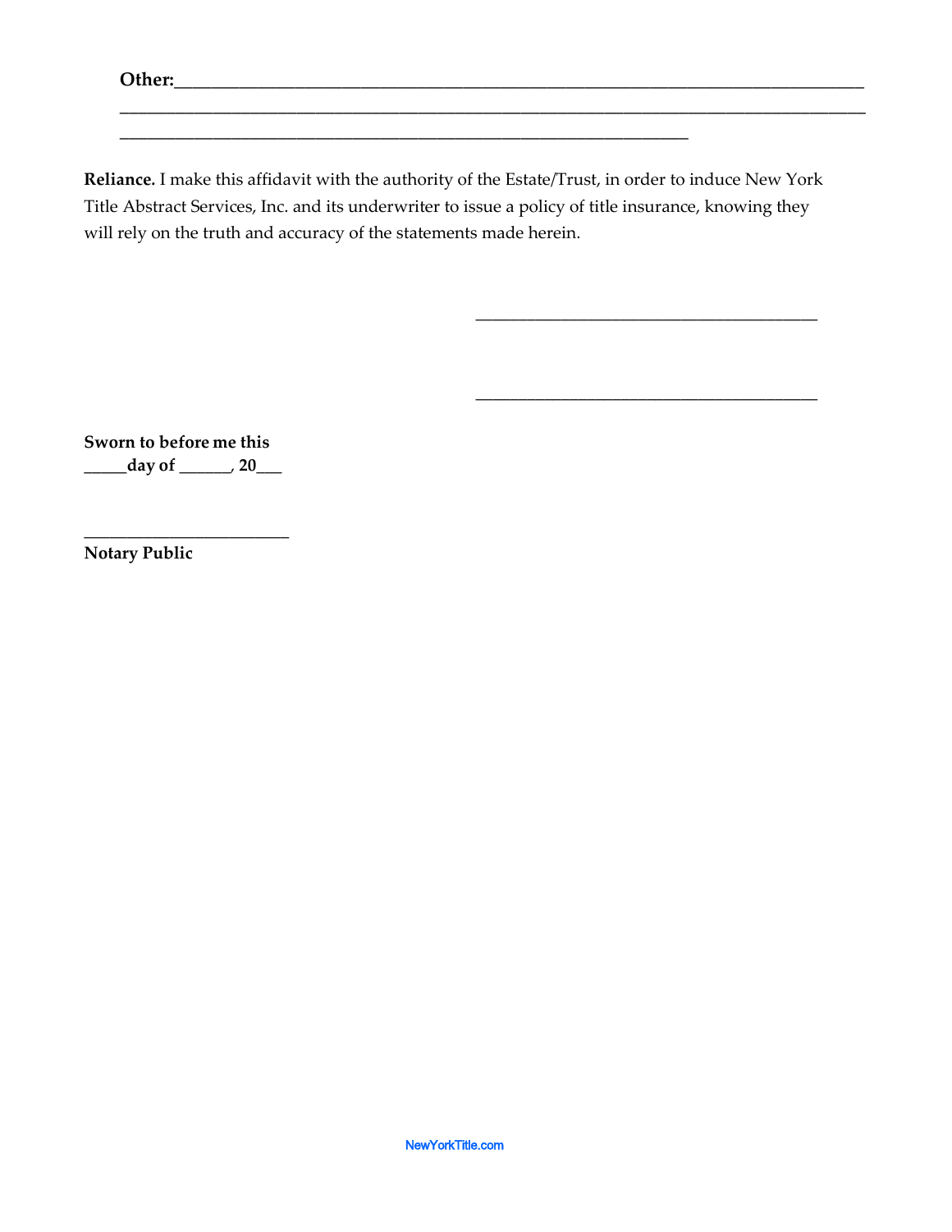**Other:**___________________________________________________________________________
_______________________________________________________________________________________
_________________________________________________________________

**Reliance.** I make this affidavit with the authority of the Estate/Trust, in order to induce New York Title Abstract Services, Inc. and its underwriter to issue a policy of title insurance, knowing they will rely on the truth and accuracy of the statements made herein.

_______________________________________

_______________________________________

**Sworn to before me this**
**_____day of ______, 20___**

________________________
**Notary Public**

NewYorkTitle.com